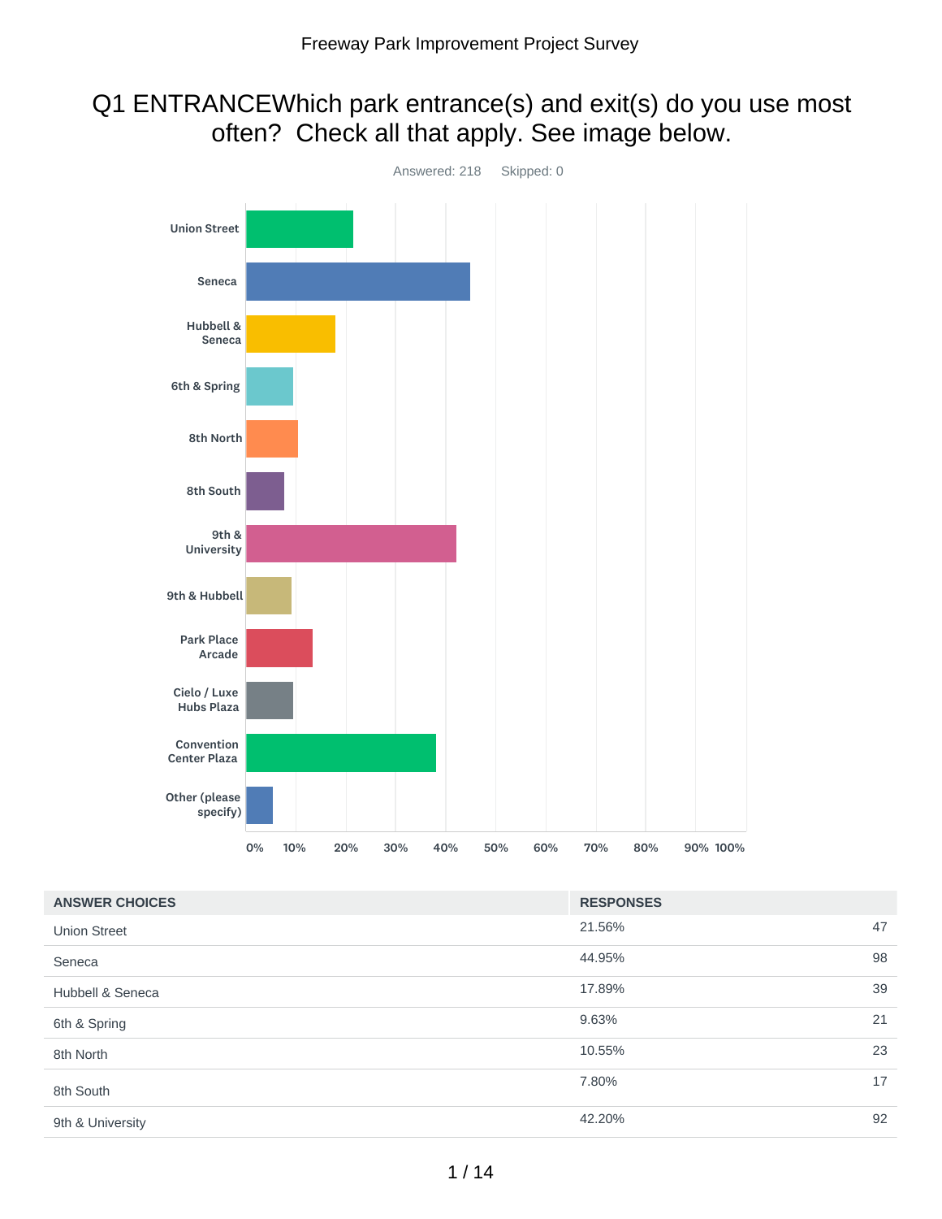# Q1 ENTRANCEWhich park entrance(s) and exit(s) do you use most often? Check all that apply. See image below.

Answered: 218 Skipped: 0

| ANSWER CHOICES | RESPONSES | |
|---|---|---|
| Union Street | 21.56% | 47 |
| Seneca | 44.95% | 98 |
| Hubbell & Seneca | 17.89% | 39 |
| 6th & Spring | 9.63% | 21 |
| 8th North | 10.55% | 23 |
| 8th South | 7.80% | 17 |
| 9th & University | 42.20% | 92 |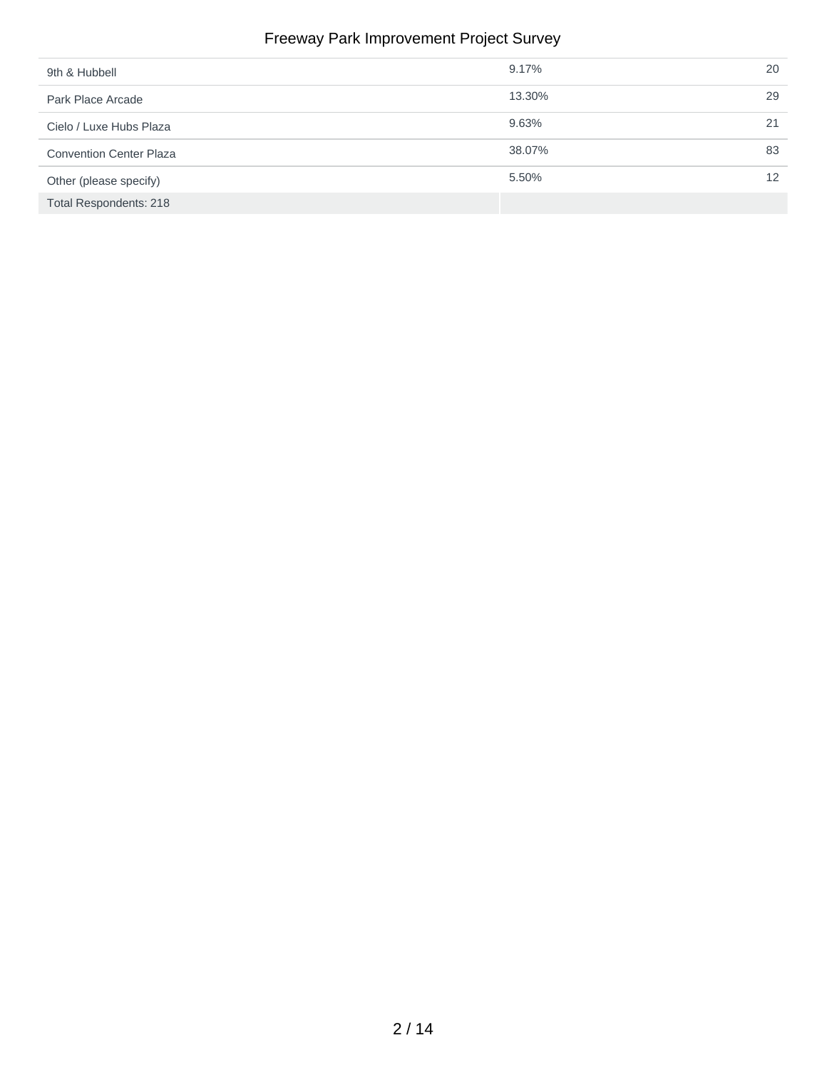| | | |
|---|---|---|
| 9th & Hubbell | 9.17% | 20 |
| Park Place Arcade | 13.30% | 29 |
| Cielo / Luxe Hubs Plaza | 9.63% | 21 |
| Convention Center Plaza | 38.07% | 83 |
| Other (please specify) | 5.50% | 12 |
| Total Respondents: 218 | | |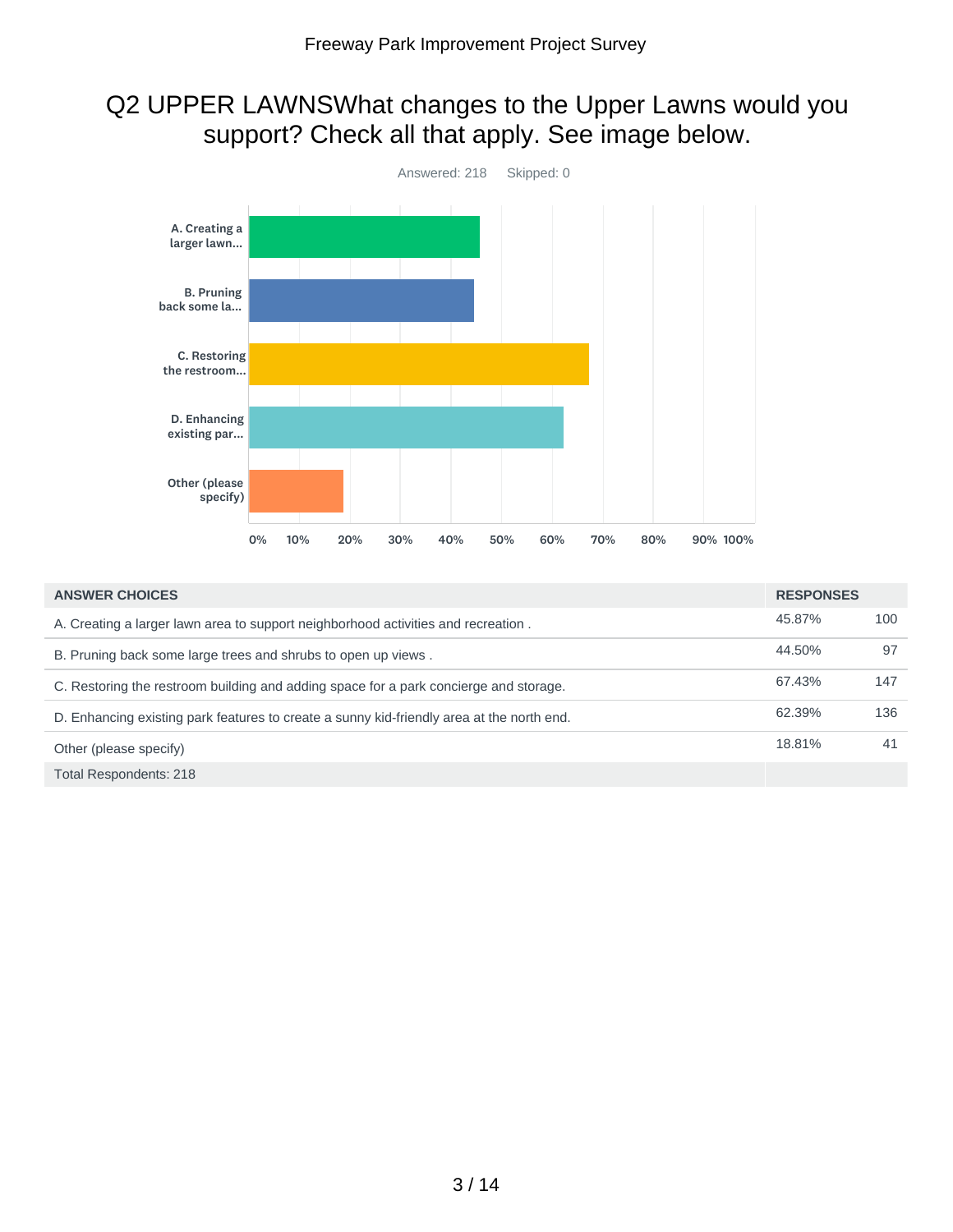## Q2 UPPER LAWNSWhat changes to the Upper Lawns would you support? Check all that apply. See image below.

Answered: 218    Skipped: 0

| ANSWER CHOICES | RESPONSES | |
|---|---|---|
| A. Creating a larger lawn area to support neighborhood activities and recreation . | 45.87% | 100 |
| B. Pruning back some large trees and shrubs to open up views . | 44.50% | 97 |
| C. Restoring the restroom building and adding space for a park concierge and storage. | 67.43% | 147 |
| D. Enhancing existing park features to create a sunny kid-friendly area at the north end. | 62.39% | 136 |
| Other (please specify) | 18.81% | 41 |
| Total Respondents: 218 | | |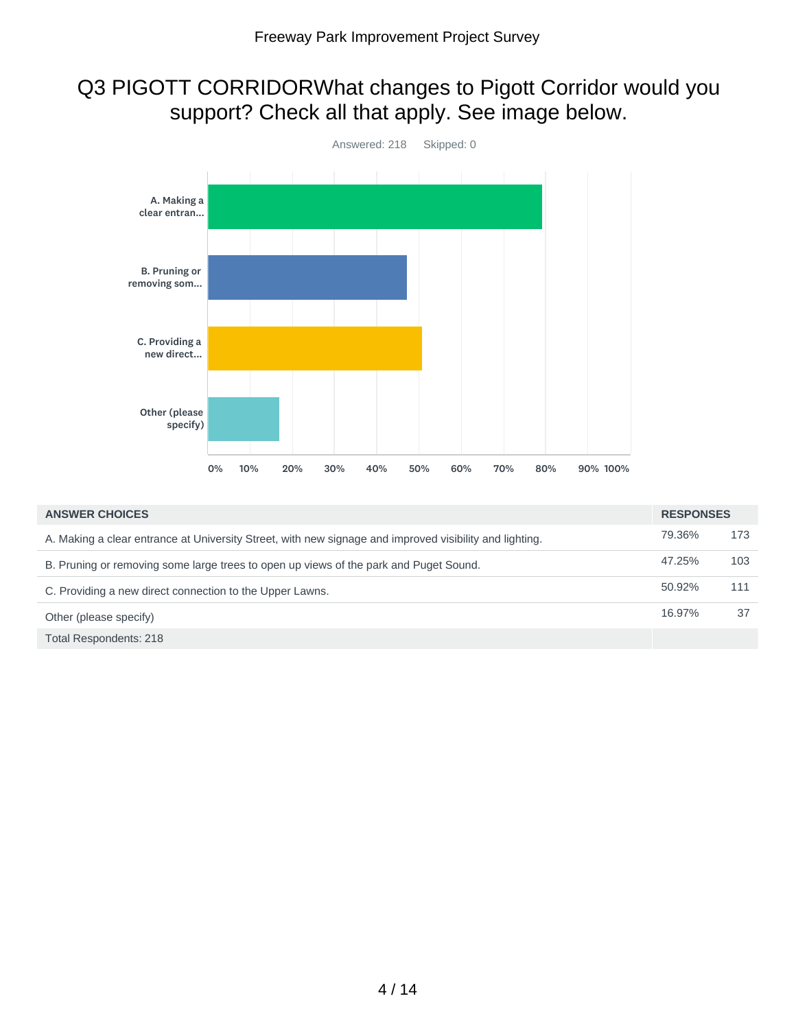## Q3 PIGOTT CORRIDORWhat changes to Pigott Corridor would you support? Check all that apply. See image below.

Answered: 218    Skipped: 0

| ANSWER CHOICES | RESPONSES | |
|---|---|---|
| A. Making a clear entrance at University Street, with new signage and improved visibility and lighting. | 79.36% | 173 |
| B. Pruning or removing some large trees to open up views of the park and Puget Sound. | 47.25% | 103 |
| C. Providing a new direct connection to the Upper Lawns. | 50.92% | 111 |
| Other (please specify) | 16.97% | 37 |
| Total Respondents: 218 | | |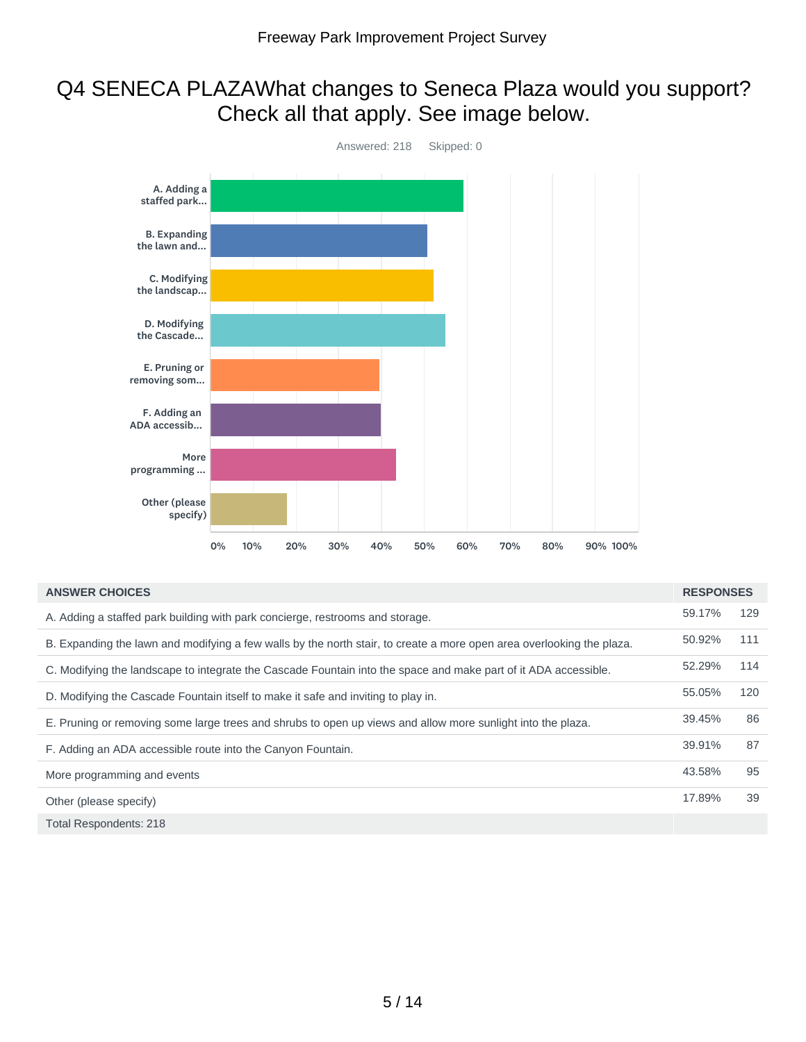# Q4 SENECA PLAZAWhat changes to Seneca Plaza would you support? Check all that apply. See image below.

Answered: 218 Skipped: 0

| ANSWER CHOICES | RESPONSES | |
|---|---|---|
| A. Adding a staffed park building with park concierge, restrooms and storage. | 59.17% | 129 |
| B. Expanding the lawn and modifying a few walls by the north stair, to create a more open area overlooking the plaza. | 50.92% | 111 |
| C. Modifying the landscape to integrate the Cascade Fountain into the space and make part of it ADA accessible. | 52.29% | 114 |
| D. Modifying the Cascade Fountain itself to make it safe and inviting to play in. | 55.05% | 120 |
| E. Pruning or removing some large trees and shrubs to open up views and allow more sunlight into the plaza. | 39.45% | 86 |
| F. Adding an ADA accessible route into the Canyon Fountain. | 39.91% | 87 |
| More programming and events | 43.58% | 95 |
| Other (please specify) | 17.89% | 39 |
| Total Respondents: 218 | | |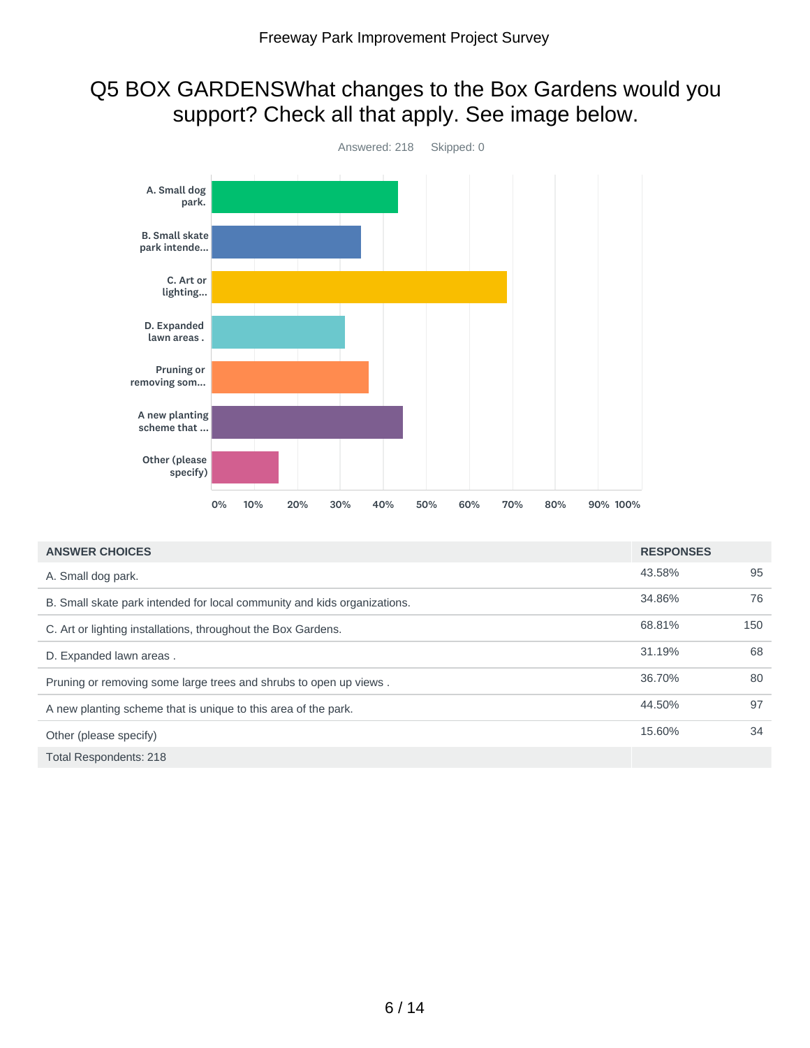# Q5 BOX GARDENSWhat changes to the Box Gardens would you support? Check all that apply. See image below.

Answered: 218 Skipped: 0

| ANSWER CHOICES | RESPONSES | |
|---|---|---|
| A. Small dog park. | 43.58% | 95 |
| B. Small skate park intended for local community and kids organizations. | 34.86% | 76 |
| C. Art or lighting installations, throughout the Box Gardens. | 68.81% | 150 |
| D. Expanded lawn areas . | 31.19% | 68 |
| Pruning or removing some large trees and shrubs to open up views . | 36.70% | 80 |
| A new planting scheme that is unique to this area of the park. | 44.50% | 97 |
| Other (please specify) | 15.60% | 34 |
| Total Respondents: 218 | | |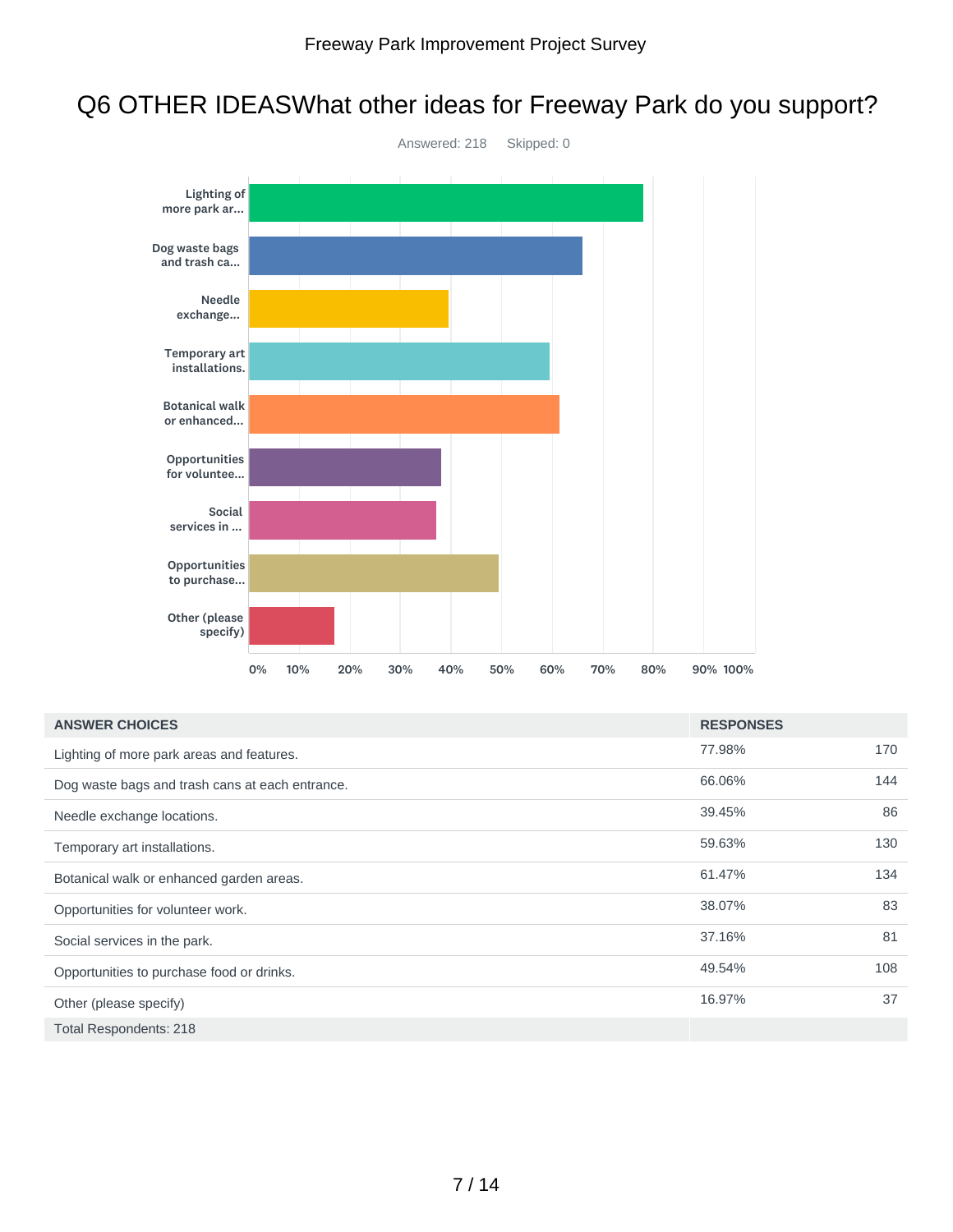# Q6 OTHER IDEASWhat other ideas for Freeway Park do you support?

Answered: 218    Skipped: 0

| ANSWER CHOICES | RESPONSES | |
|---|---|---|
| Lighting of more park areas and features. | 77.98% | 170 |
| Dog waste bags and trash cans at each entrance. | 66.06% | 144 |
| Needle exchange locations. | 39.45% | 86 |
| Temporary art installations. | 59.63% | 130 |
| Botanical walk or enhanced garden areas. | 61.47% | 134 |
| Opportunities for volunteer work. | 38.07% | 83 |
| Social services in the park. | 37.16% | 81 |
| Opportunities to purchase food or drinks. | 49.54% | 108 |
| Other (please specify) | 16.97% | 37 |
| Total Respondents: 218 | | |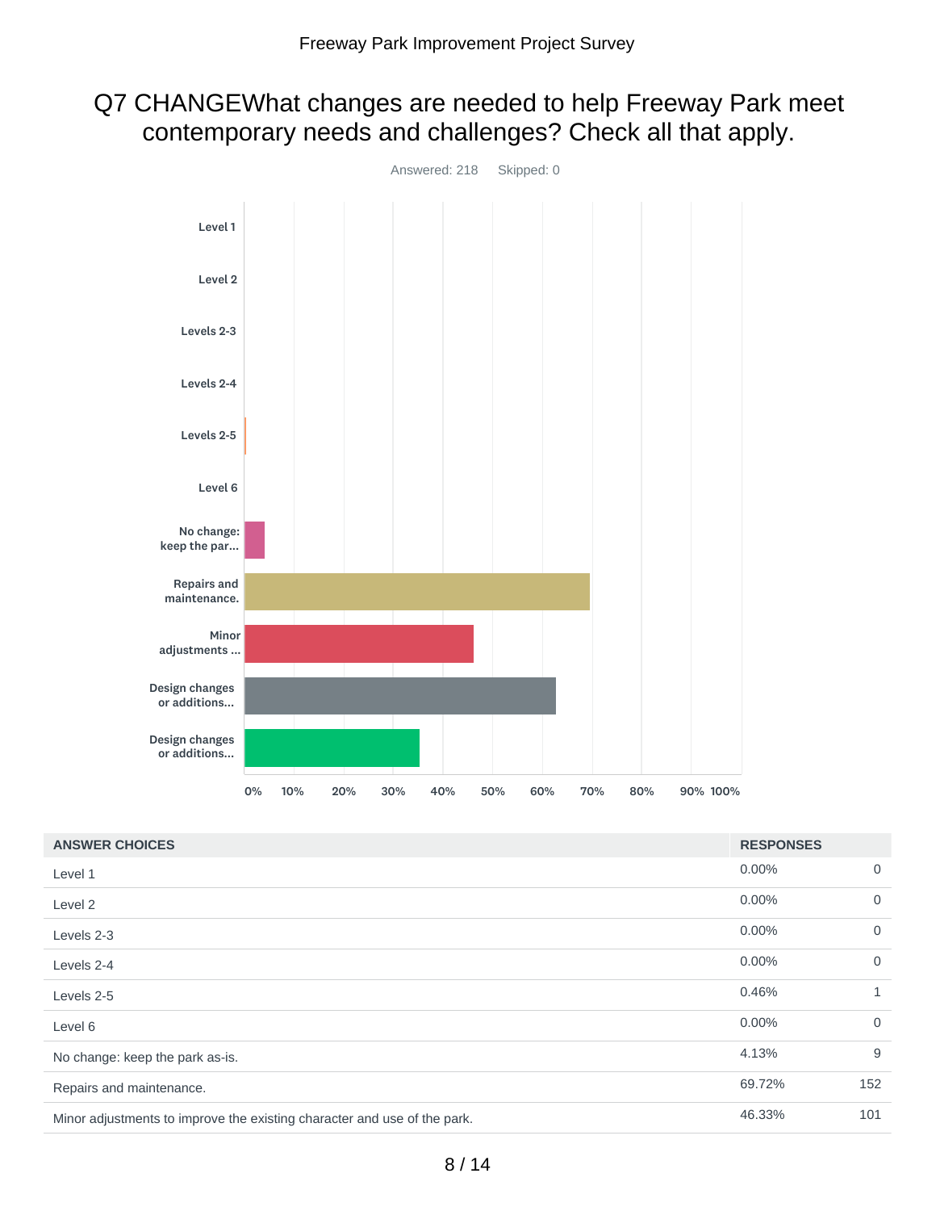# Q7 CHANGEWhat changes are needed to help Freeway Park meet contemporary needs and challenges? Check all that apply.

Answered: 218 Skipped: 0

| ANSWER CHOICES | RESPONSES | |
|---|---|---|
| Level 1 | 0.00% | 0 |
| Level 2 | 0.00% | 0 |
| Levels 2-3 | 0.00% | 0 |
| Levels 2-4 | 0.00% | 0 |
| Levels 2-5 | 0.46% | 1 |
| Level 6 | 0.00% | 0 |
| No change: keep the park as-is. | 4.13% | 9 |
| Repairs and maintenance. | 69.72% | 152 |
| Minor adjustments to improve the existing character and use of the park. | 46.33% | 101 |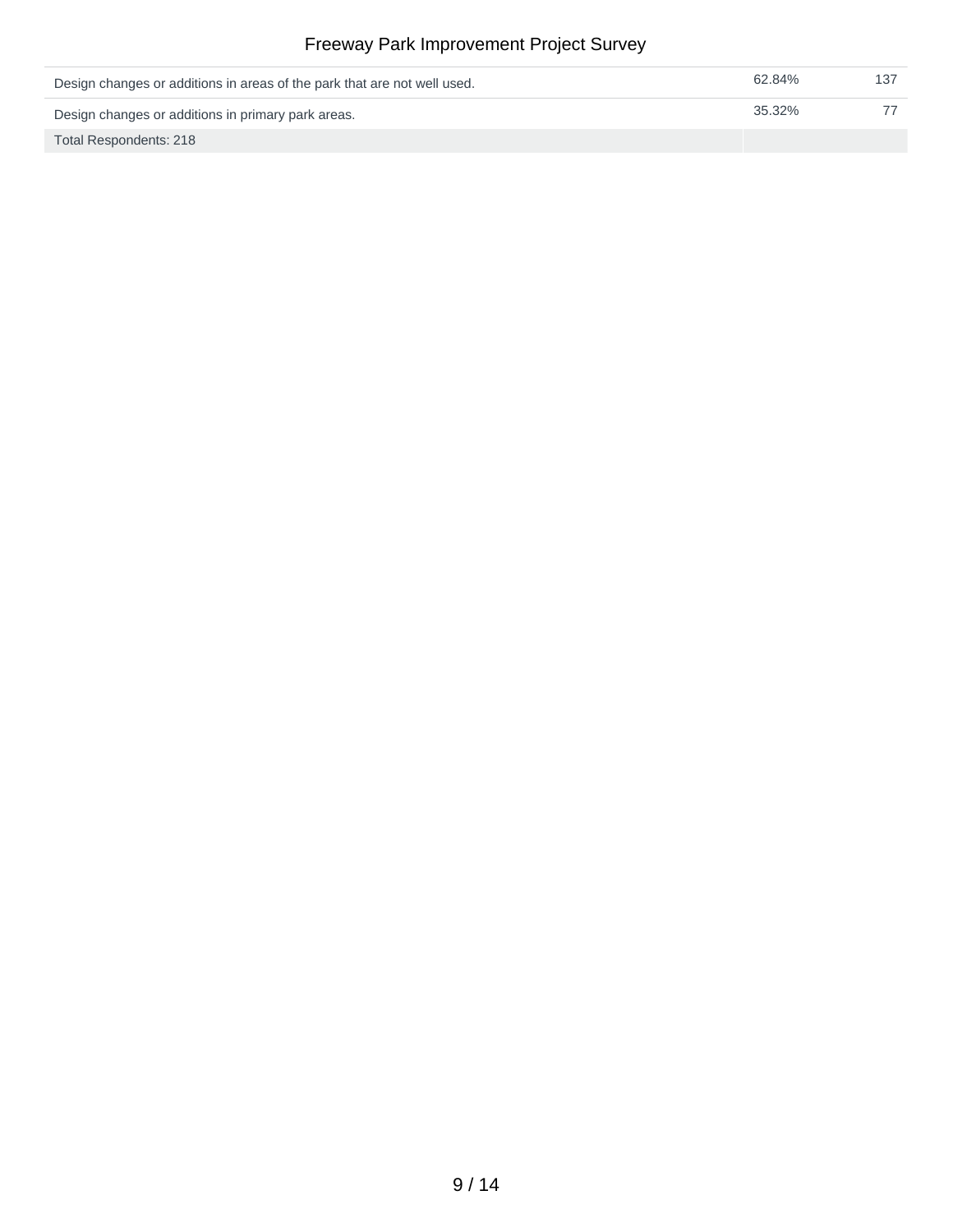| | | |
|---|---|---|
| Design changes or additions in areas of the park that are not well used. | 62.84% | 137 |
| Design changes or additions in primary park areas. | 35.32% | 77 |
| Total Respondents: 218 | | |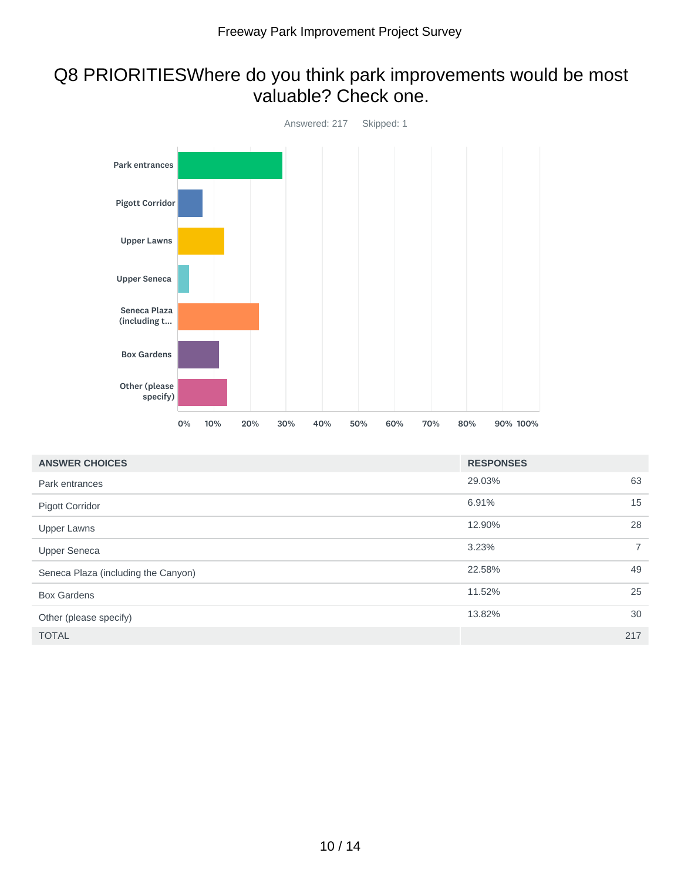# Q8 PRIORITIESWhere do you think park improvements would be most valuable? Check one.

Answered: 217    Skipped: 1

| ANSWER CHOICES | RESPONSES | |
|---|---|---|
| Park entrances | 29.03% | 63 |
| Pigott Corridor | 6.91% | 15 |
| Upper Lawns | 12.90% | 28 |
| Upper Seneca | 3.23% | 7 |
| Seneca Plaza (including the Canyon) | 22.58% | 49 |
| Box Gardens | 11.52% | 25 |
| Other (please specify) | 13.82% | 30 |
| TOTAL | | 217 |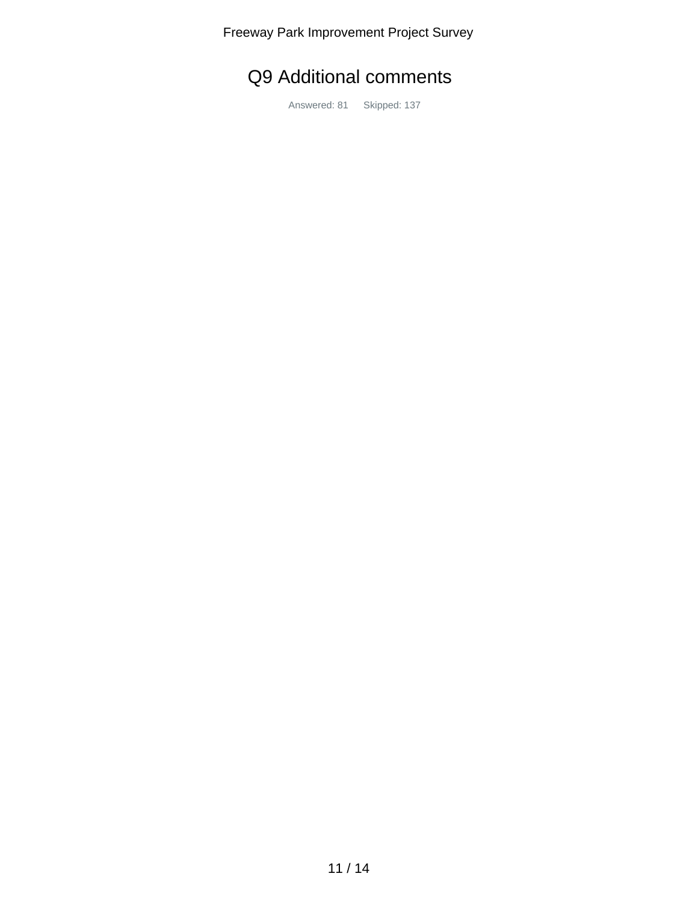# Q9 Additional comments

Answered: 81 Skipped: 137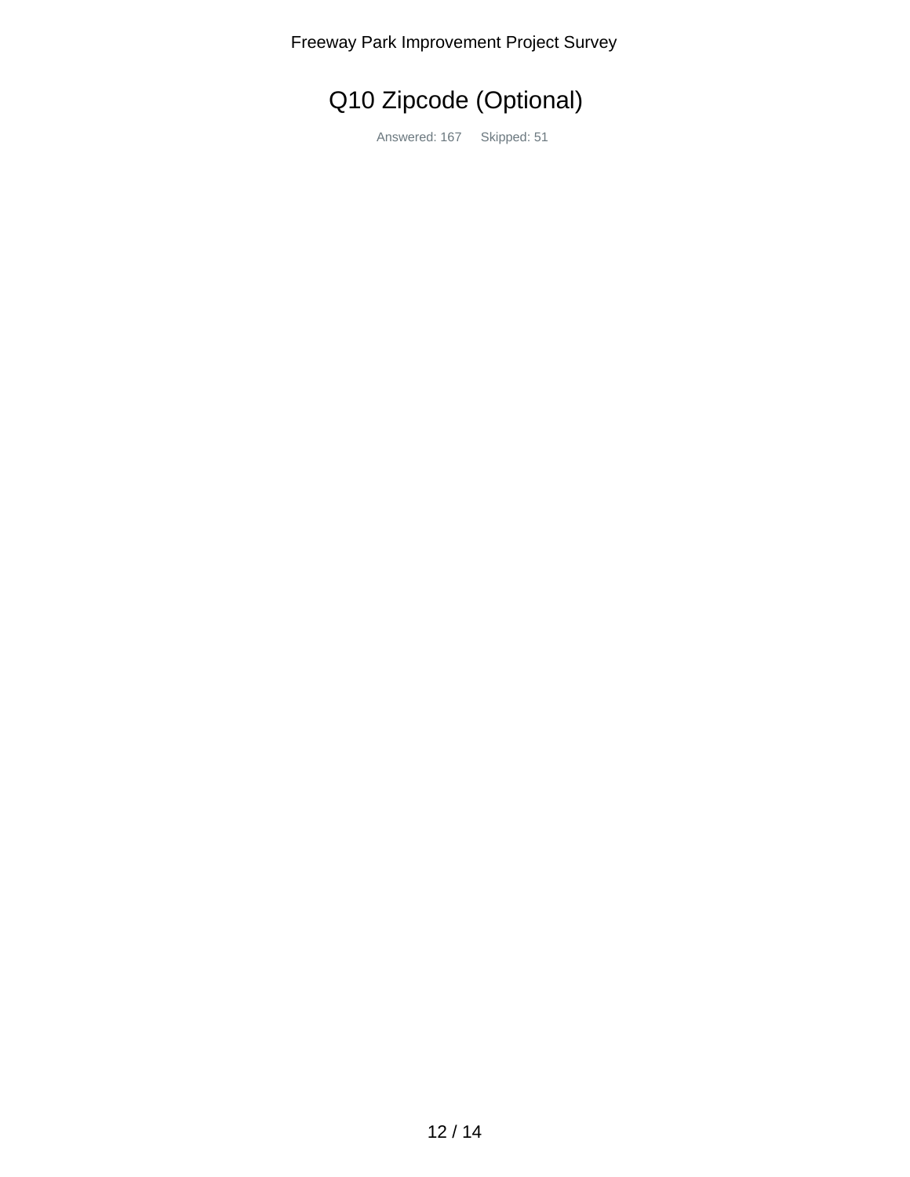# Q10 Zipcode (Optional)

Answered: 167 Skipped: 51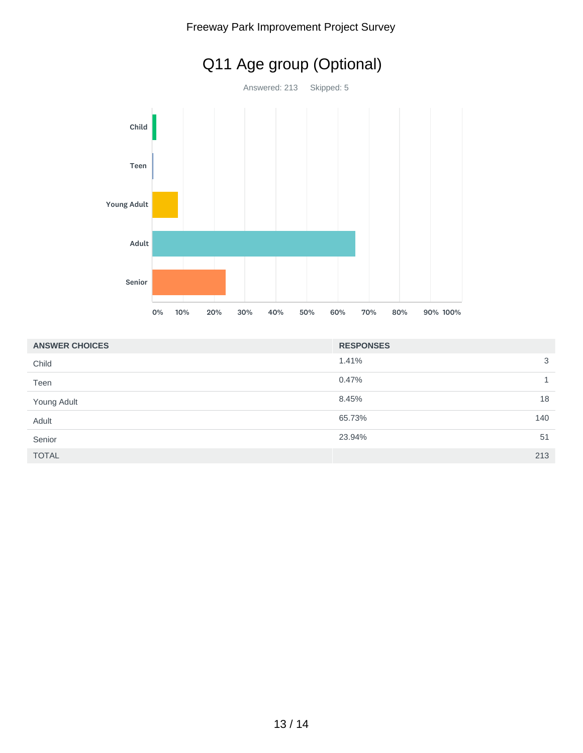# Q11 Age group (Optional)

Answered: 213 Skipped: 5

| ANSWER CHOICES | RESPONSES | |
|---|---|---|
| Child | 1.41% | 3 |
| Teen | 0.47% | 1 |
| Young Adult | 8.45% | 18 |
| Adult | 65.73% | 140 |
| Senior | 23.94% | 51 |
| TOTAL | | 213 |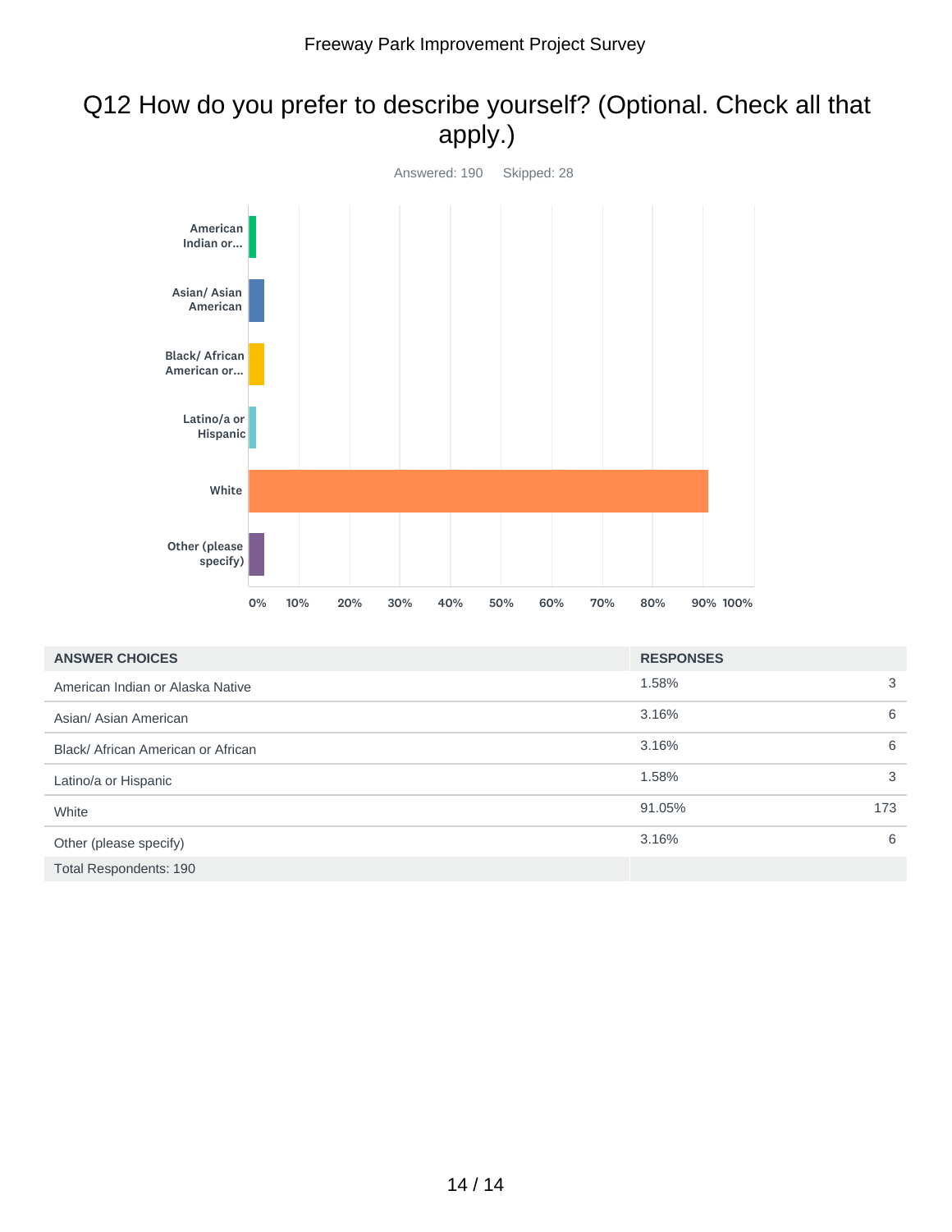## Q12 How do you prefer to describe yourself? (Optional. Check all that apply.)

Answered: 190 Skipped: 28

American Indian or...

Asian/ Asian American

Black/ African American or...

Latino/a or Hispanic

White

Other (please specify)

0% 10% 20% 30% 40% 50% 60% 70% 80% 90% 100%

| ANSWER CHOICES | RESPONSES | |
|---|---|---|
| American Indian or Alaska Native | 1.58% | 3 |
| Asian/ Asian American | 3.16% | 6 |
| Black/ African American or African | 3.16% | 6 |
| Latino/a or Hispanic | 1.58% | 3 |
| White | 91.05% | 173 |
| Other (please specify) | 3.16% | 6 |
| Total Respondents: 190 | | |